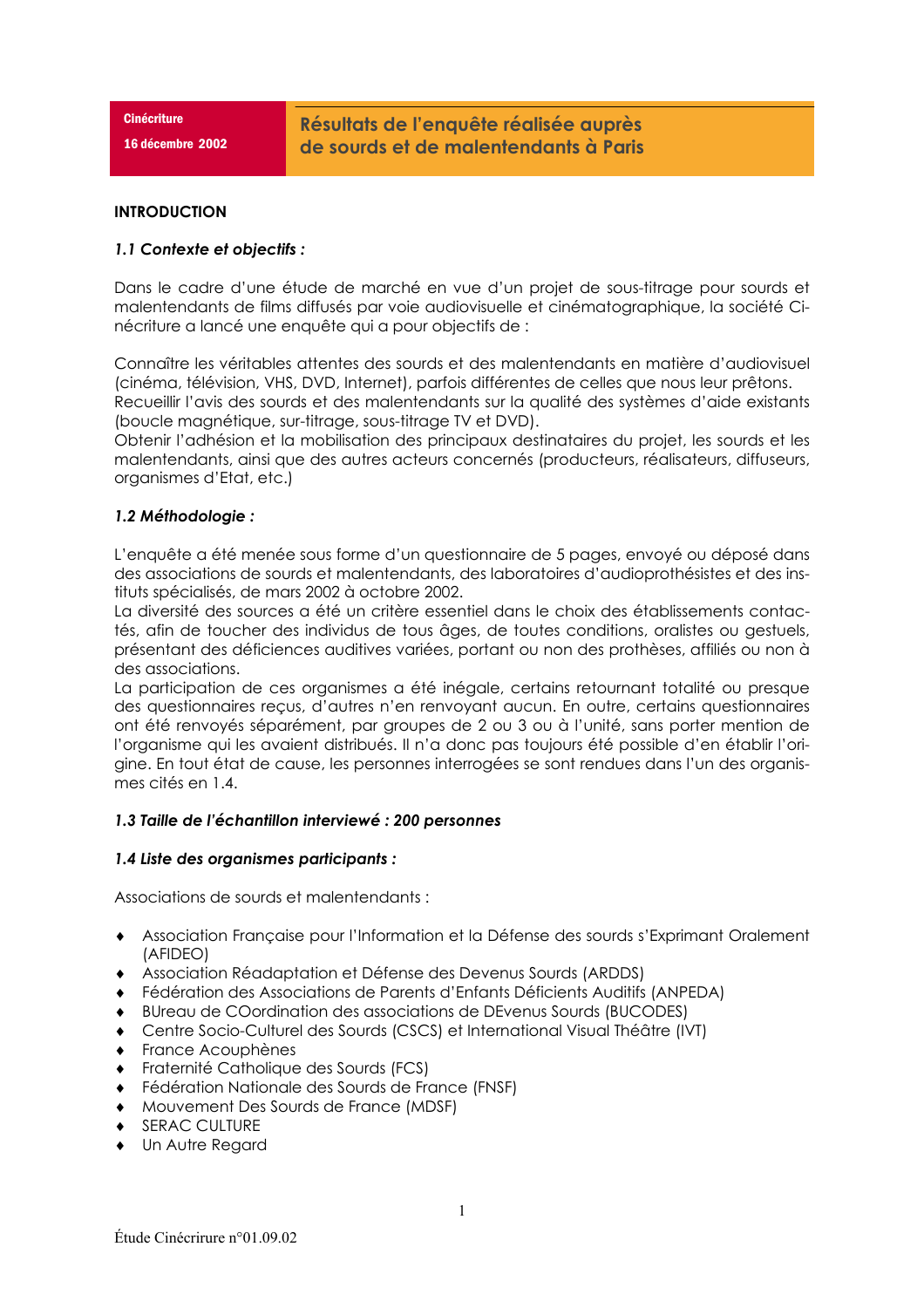Cinécriture

16 décembre 2002

# Résultats de l'enquête réalisée auprès de sourds et de malentendants à Paris

## INTRODUCTION

### *1.1 Contexte et objectifs :*

Dans le cadre d'une étude de marché en vue d'un projet de sous-titrage pour sourds et malentendants de films diffusés par voie audiovisuelle et cinématographique, la société Cinécriture a lancé une enquête qui a pour objectifs de :

Connaître les véritables attentes des sourds et des malentendants en matière d'audiovisuel (cinéma, télévision, VHS, DVD, Internet), parfois différentes de celles que nous leur prêtons.
Recueillir l'avis des sourds et des malentendants sur la qualité des systèmes d'aide existants (boucle magnétique, sur-titrage, sous-titrage TV et DVD).
Obtenir l'adhésion et la mobilisation des principaux destinataires du projet, les sourds et les malentendants, ainsi que des autres acteurs concernés (producteurs, réalisateurs, diffuseurs, organismes d'Etat, etc.)

### *1.2 Méthodologie :*

L'enquête a été menée sous forme d'un questionnaire de 5 pages, envoyé ou déposé dans des associations de sourds et malentendants, des laboratoires d'audioprothésistes et des instituts spécialisés, de mars 2002 à octobre 2002.
La diversité des sources a été un critère essentiel dans le choix des établissements contactés, afin de toucher des individus de tous âges, de toutes conditions, oralistes ou gestuels, présentant des déficiences auditives variées, portant ou non des prothèses, affiliés ou non à des associations.
La participation de ces organismes a été inégale, certains retournant totalité ou presque des questionnaires reçus, d'autres n'en renvoyant aucun. En outre, certains questionnaires ont été renvoyés séparément, par groupes de 2 ou 3 ou à l'unité, sans porter mention de l'organisme qui les avaient distribués. Il n'a donc pas toujours été possible d'en établir l'origine. En tout état de cause, les personnes interrogées se sont rendues dans l'un des organismes cités en 1.4.

### *1.3 Taille de l'échantillon interviewé : 200 personnes*

### *1.4 Liste des organismes participants :*

Associations de sourds et malentendants :

- Association Française pour l'Information et la Défense des sourds s'Exprimant Oralement (AFIDEO)
- Association Réadaptation et Défense des Devenus Sourds (ARDDS)
- Fédération des Associations de Parents d'Enfants Déficients Auditifs (ANPEDA)
- BUreau de COordination des associations de DEvenus Sourds (BUCODES)
- Centre Socio-Culturel des Sourds (CSCS) et International Visual Théâtre (IVT)
- France Acouphènes
- Fraternité Catholique des Sourds (FCS)
- Fédération Nationale des Sourds de France (FNSF)
- Mouvement Des Sourds de France (MDSF)
- SERAC CULTURE
- Un Autre Regard

Étude Cinécrirure n°01.09.02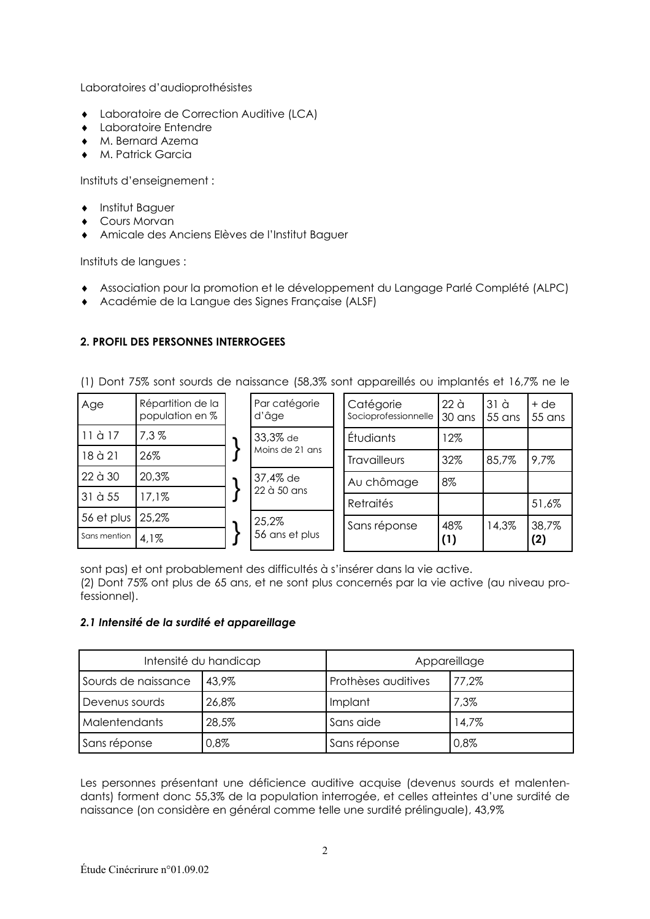Laboratoires d'audioprothésistes

- Laboratoire de Correction Auditive (LCA)
- Laboratoire Entendre
- M. Bernard Azema
- M. Patrick Garcia

Instituts d'enseignement :

- Institut Baguer
- Cours Morvan
- Amicale des Anciens Elèves de l'Institut Baguer

Instituts de langues :

- Association pour la promotion et le développement du Langage Parlé Complété (ALPC)
- Académie de la Langue des Signes Française (ALSF)

**2. PROFIL DES PERSONNES INTERROGEES**

| Age | Répartition de la population en % | Par catégorie d'âge |
|---|---|---|
| 11 à 17 | 7,3 % | 33,3% de Moins de 21 ans |
| 18 à 21 | 26% | |
| 22 à 30 | 20,3% | 37,4% de 22 à 50 ans |
| 31 à 55 | 17,1% | |
| 56 et plus | 25,2% | 25,2% 56 ans et plus |
| Sans mention | 4,1% | |

| Catégorie Socioprofessionnelle | 22 à 30 ans | 31 à 55 ans | + de 55 ans |
|---|---|---|---|
| Étudiants | 12% | | |
| Travailleurs | 32% | 85,7% | 9,7% |
| Au chômage | 8% | | |
| Retraités | | | 51,6% |
| Sans réponse | 48% **(1)** | 14,3% | 38,7% **(2)** |

(1) Dont 75% sont sourds de naissance (58,3% sont appareillés ou implantés et 16,7% ne le sont pas) et ont probablement des difficultés à s'insérer dans la vie active.
(2) Dont 75% ont plus de 65 ans, et ne sont plus concernés par la vie active (au niveau professionnel).

### *2.1 Intensité de la surdité et appareillage*

| Intensité du handicap | | Appareillage | |
|---|---|---|---|
| Sourds de naissance | 43,9% | Prothèses auditives | 77,2% |
| Devenus sourds | 26,8% | Implant | 7,3% |
| Malentendants | 28,5% | Sans aide | 14,7% |
| Sans réponse | 0,8% | Sans réponse | 0,8% |

Les personnes présentant une déficience auditive acquise (devenus sourds et malentendants) forment donc 55,3% de la population interrogée, et celles atteintes d'une surdité de naissance (on considère en général comme telle une surdité prélinguale), 43,9%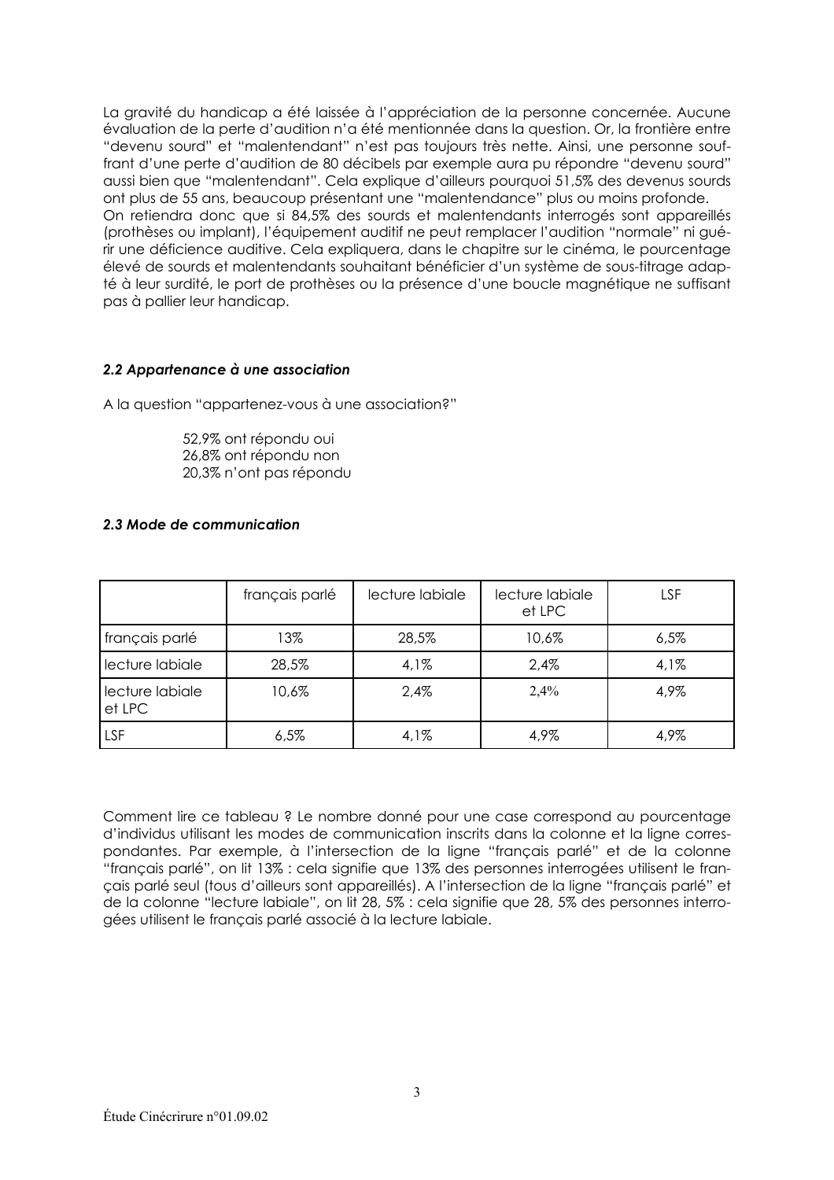La gravité du handicap a été laissée à l'appréciation de la personne concernée. Aucune évaluation de la perte d'audition n'a été mentionnée dans la question. Or, la frontière entre "devenu sourd" et "malentendant" n'est pas toujours très nette. Ainsi, une personne souffrant d'une perte d'audition de 80 décibels par exemple aura pu répondre "devenu sourd" aussi bien que "malentendant". Cela explique d'ailleurs pourquoi 51,5% des devenus sourds ont plus de 55 ans, beaucoup présentant une "malentendance" plus ou moins profonde.
On retiendra donc que si 84,5% des sourds et malentendants interrogés sont appareillés (prothèses ou implant), l'équipement auditif ne peut remplacer l'audition "normale" ni guérir une déficience auditive. Cela expliquera, dans le chapitre sur le cinéma, le pourcentage élevé de sourds et malentendants souhaitant bénéficier d'un système de sous-titrage adapté à leur surdité, le port de prothèses ou la présence d'une boucle magnétique ne suffisant pas à pallier leur handicap.

### *2.2 Appartenance à une association*

A la question "appartenez-vous à une association?"

52,9% ont répondu oui
26,8% ont répondu non
20,3% n'ont pas répondu

### *2.3 Mode de communication*

| | français parlé | lecture labiale | lecture labiale et LPC | LSF |
|---|---|---|---|---|
| français parlé | 13% | 28,5% | 10,6% | 6,5% |
| lecture labiale | 28,5% | 4,1% | 2,4% | 4,1% |
| lecture labiale et LPC | 10,6% | 2,4% | 2,4% | 4,9% |
| LSF | 6,5% | 4,1% | 4,9% | 4,9% |

Comment lire ce tableau ? Le nombre donné pour une case correspond au pourcentage d'individus utilisant les modes de communication inscrits dans la colonne et la ligne correspondantes. Par exemple, à l'intersection de la ligne "français parlé" et de la colonne "français parlé", on lit 13% : cela signifie que 13% des personnes interrogées utilisent le français parlé seul (tous d'ailleurs sont appareillés). A l'intersection de la ligne "français parlé" et de la colonne "lecture labiale", on lit 28, 5% : cela signifie que 28, 5% des personnes interrogées utilisent le français parlé associé à la lecture labiale.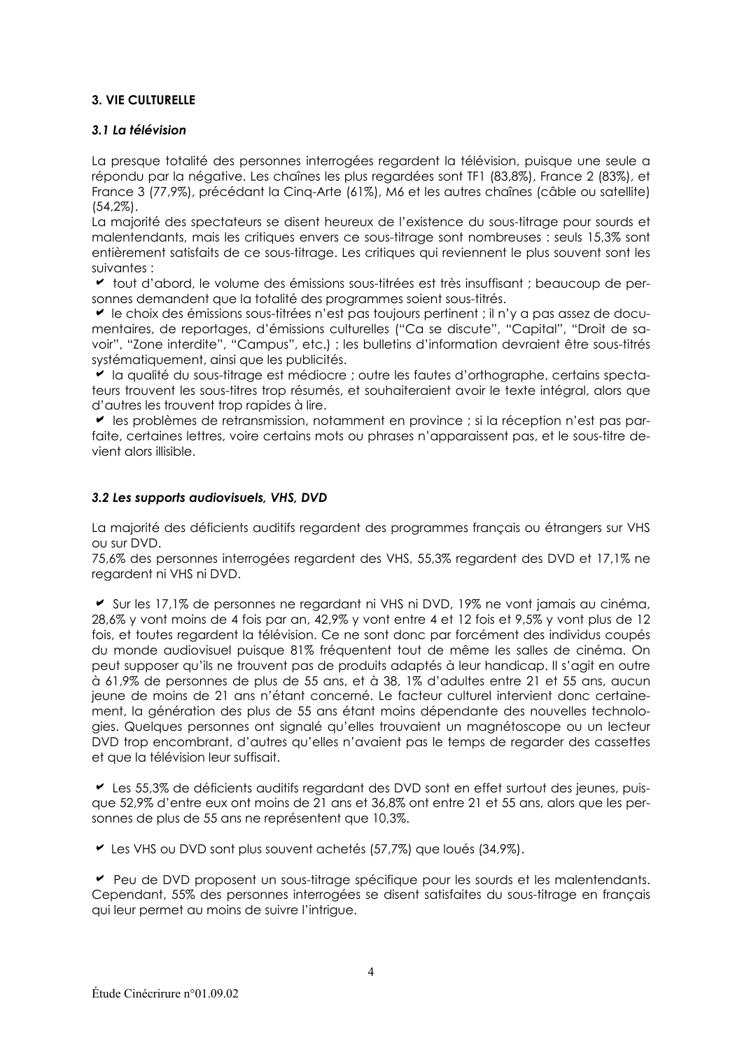### 3. VIE CULTURELLE

#### *3.1 La télévision*

La presque totalité des personnes interrogées regardent la télévision, puisque une seule a répondu par la négative. Les chaînes les plus regardées sont TF1 (83,8%), France 2 (83%), et France 3 (77,9%), précédant la Cinq-Arte (61%), M6 et les autres chaînes (câble ou satellite) (54,2%).

La majorité des spectateurs se disent heureux de l'existence du sous-titrage pour sourds et malentendants, mais les critiques envers ce sous-titrage sont nombreuses : seuls 15,3% sont entièrement satisfaits de ce sous-titrage. Les critiques qui reviennent le plus souvent sont les suivantes :

- ✔ tout d'abord, le volume des émissions sous-titrées est très insuffisant ; beaucoup de personnes demandent que la totalité des programmes soient sous-titrés.
- ✔ le choix des émissions sous-titrées n'est pas toujours pertinent ; il n'y a pas assez de documentaires, de reportages, d'émissions culturelles ("Ca se discute", "Capital", "Droit de savoir", "Zone interdite", "Campus", etc.) ; les bulletins d'information devraient être sous-titrés systématiquement, ainsi que les publicités.
- ✔ la qualité du sous-titrage est médiocre ; outre les fautes d'orthographe, certains spectateurs trouvent les sous-titres trop résumés, et souhaiteraient avoir le texte intégral, alors que d'autres les trouvent trop rapides à lire.
- ✔ les problèmes de retransmission, notamment en province ; si la réception n'est pas parfaite, certaines lettres, voire certains mots ou phrases n'apparaissent pas, et le sous-titre devient alors illisible.

#### *3.2 Les supports audiovisuels, VHS, DVD*

La majorité des déficients auditifs regardent des programmes français ou étrangers sur VHS ou sur DVD.

75,6% des personnes interrogées regardent des VHS, 55,3% regardent des DVD et 17,1% ne regardent ni VHS ni DVD.

✔ Sur les 17,1% de personnes ne regardant ni VHS ni DVD, 19% ne vont jamais au cinéma, 28,6% y vont moins de 4 fois par an, 42,9% y vont entre 4 et 12 fois et 9,5% y vont plus de 12 fois, et toutes regardent la télévision. Ce ne sont donc par forcément des individus coupés du monde audiovisuel puisque 81% fréquentent tout de même les salles de cinéma. On peut supposer qu'ils ne trouvent pas de produits adaptés à leur handicap. Il s'agit en outre à 61,9% de personnes de plus de 55 ans, et à 38, 1% d'adultes entre 21 et 55 ans, aucun jeune de moins de 21 ans n'étant concerné. Le facteur culturel intervient donc certainement, la génération des plus de 55 ans étant moins dépendante des nouvelles technologies. Quelques personnes ont signalé qu'elles trouvaient un magnétoscope ou un lecteur DVD trop encombrant, d'autres qu'elles n'avaient pas le temps de regarder des cassettes et que la télévision leur suffisait.

✔ Les 55,3% de déficients auditifs regardant des DVD sont en effet surtout des jeunes, puisque 52,9% d'entre eux ont moins de 21 ans et 36,8% ont entre 21 et 55 ans, alors que les personnes de plus de 55 ans ne représentent que 10,3%.

✔ Les VHS ou DVD sont plus souvent achetés (57,7%) que loués (34,9%).

✔ Peu de DVD proposent un sous-titrage spécifique pour les sourds et les malentendants. Cependant, 55% des personnes interrogées se disent satisfaites du sous-titrage en français qui leur permet au moins de suivre l'intrigue.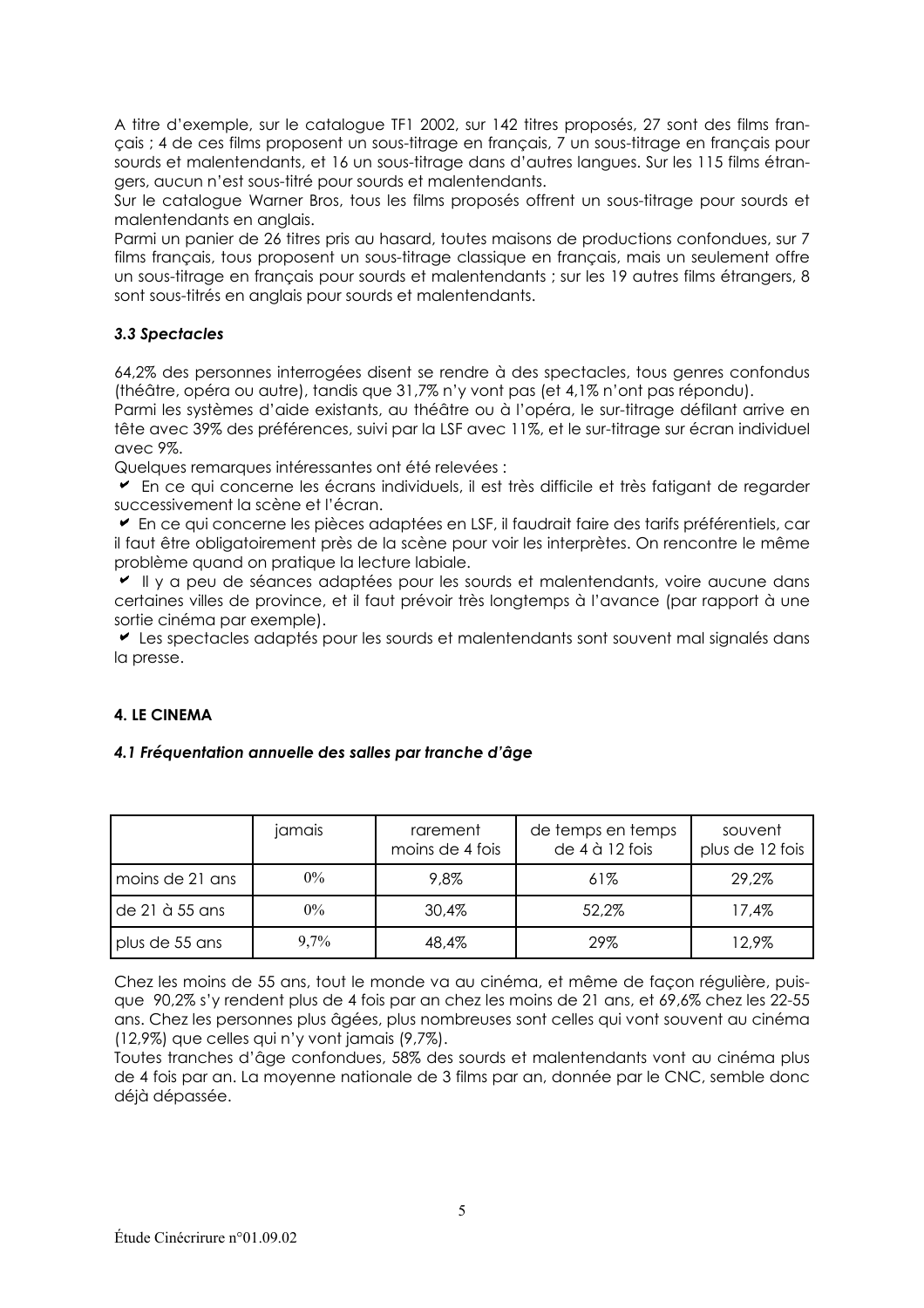A titre d'exemple, sur le catalogue TF1 2002, sur 142 titres proposés, 27 sont des films français ; 4 de ces films proposent un sous-titrage en français, 7 un sous-titrage en français pour sourds et malentendants, et 16 un sous-titrage dans d'autres langues. Sur les 115 films étrangers, aucun n'est sous-titré pour sourds et malentendants.
Sur le catalogue Warner Bros, tous les films proposés offrent un sous-titrage pour sourds et malentendants en anglais.
Parmi un panier de 26 titres pris au hasard, toutes maisons de productions confondues, sur 7 films français, tous proposent un sous-titrage classique en français, mais un seulement offre un sous-titrage en français pour sourds et malentendants ; sur les 19 autres films étrangers, 8 sont sous-titrés en anglais pour sourds et malentendants.

### *3.3 Spectacles*

64,2% des personnes interrogées disent se rendre à des spectacles, tous genres confondus (théâtre, opéra ou autre), tandis que 31,7% n'y vont pas (et 4,1% n'ont pas répondu).
Parmi les systèmes d'aide existants, au théâtre ou à l'opéra, le sur-titrage défilant arrive en tête avec 39% des préférences, suivi par la LSF avec 11%, et le sur-titrage sur écran individuel avec 9%.
Quelques remarques intéressantes ont été relevées :

- ✔ En ce qui concerne les écrans individuels, il est très difficile et très fatigant de regarder successivement la scène et l'écran.
- ✔ En ce qui concerne les pièces adaptées en LSF, il faudrait faire des tarifs préférentiels, car il faut être obligatoirement près de la scène pour voir les interprètes. On rencontre le même problème quand on pratique la lecture labiale.
- ✔ Il y a peu de séances adaptées pour les sourds et malentendants, voire aucune dans certaines villes de province, et il faut prévoir très longtemps à l'avance (par rapport à une sortie cinéma par exemple).
- ✔ Les spectacles adaptés pour les sourds et malentendants sont souvent mal signalés dans la presse.

## 4. LE CINEMA

### *4.1 Fréquentation annuelle des salles par tranche d'âge*

| | jamais | rarement moins de 4 fois | de temps en temps de 4 à 12 fois | souvent plus de 12 fois |
|---|---|---|---|---|
| moins de 21 ans | 0% | 9,8% | 61% | 29,2% |
| de 21 à 55 ans | 0% | 30,4% | 52,2% | 17,4% |
| plus de 55 ans | 9,7% | 48,4% | 29% | 12,9% |

Chez les moins de 55 ans, tout le monde va au cinéma, et même de façon régulière, puisque 90,2% s'y rendent plus de 4 fois par an chez les moins de 21 ans, et 69,6% chez les 22-55 ans. Chez les personnes plus âgées, plus nombreuses sont celles qui vont souvent au cinéma (12,9%) que celles qui n'y vont jamais (9,7%).
Toutes tranches d'âge confondues, 58% des sourds et malentendants vont au cinéma plus de 4 fois par an. La moyenne nationale de 3 films par an, donnée par le CNC, semble donc déjà dépassée.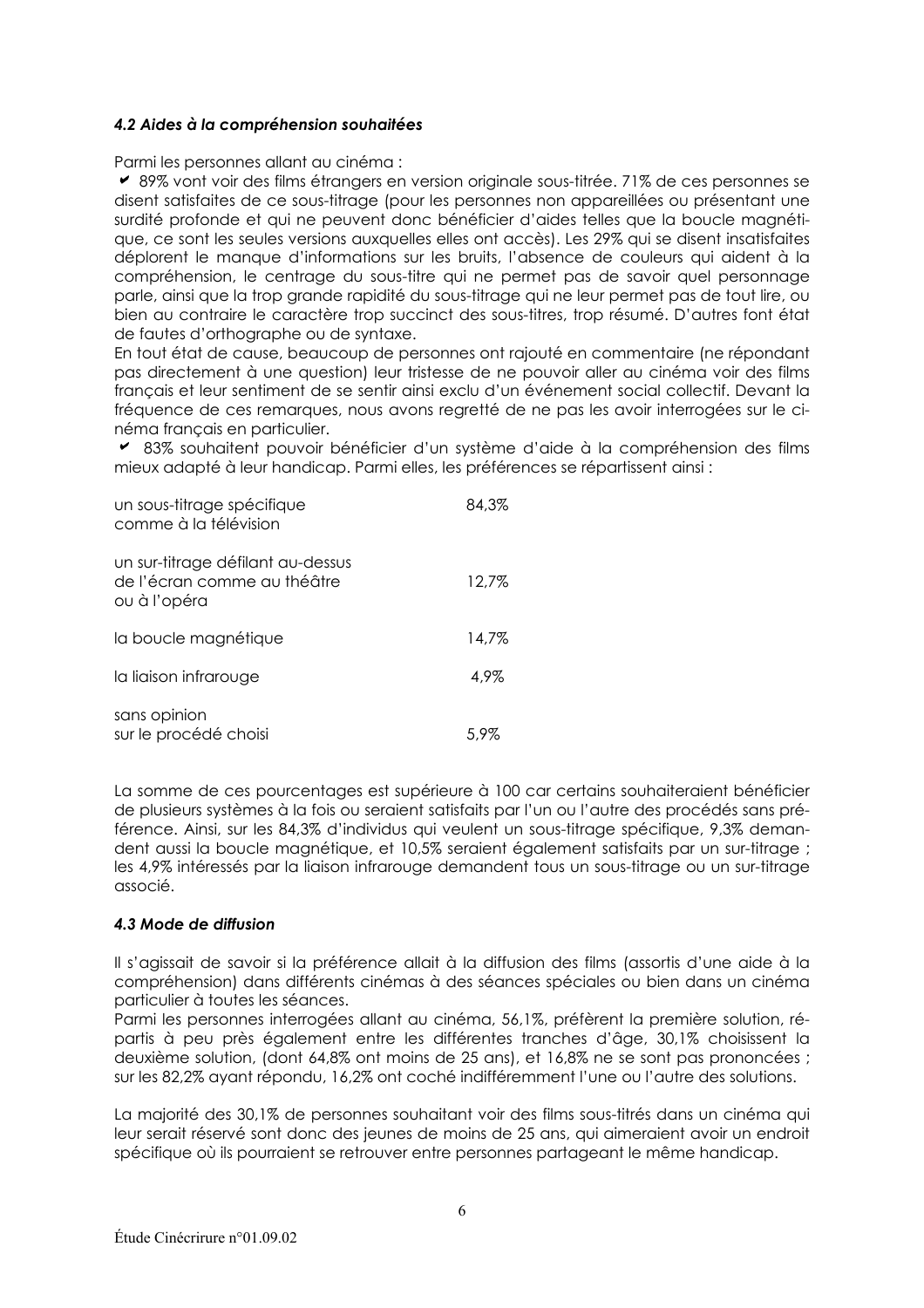#### *4.2 Aides à la compréhension souhaitées*

Parmi les personnes allant au cinéma :

✔ 89% vont voir des films étrangers en version originale sous-titrée. 71% de ces personnes se disent satisfaites de ce sous-titrage (pour les personnes non appareillées ou présentant une surdité profonde et qui ne peuvent donc bénéficier d'aides telles que la boucle magnétique, ce sont les seules versions auxquelles elles ont accès). Les 29% qui se disent insatisfaites déplorent le manque d'informations sur les bruits, l'absence de couleurs qui aident à la compréhension, le centrage du sous-titre qui ne permet pas de savoir quel personnage parle, ainsi que la trop grande rapidité du sous-titrage qui ne leur permet pas de tout lire, ou bien au contraire le caractère trop succinct des sous-titres, trop résumé. D'autres font état de fautes d'orthographe ou de syntaxe.

En tout état de cause, beaucoup de personnes ont rajouté en commentaire (ne répondant pas directement à une question) leur tristesse de ne pouvoir aller au cinéma voir des films français et leur sentiment de se sentir ainsi exclu d'un événement social collectif. Devant la fréquence de ces remarques, nous avons regretté de ne pas les avoir interrogées sur le cinéma français en particulier.

✔ 83% souhaitent pouvoir bénéficier d'un système d'aide à la compréhension des films mieux adapté à leur handicap. Parmi elles, les préférences se répartissent ainsi :

| | |
|---|---|
| un sous-titrage spécifique comme à la télévision | 84,3% |
| un sur-titrage défilant au-dessus de l'écran comme au théâtre ou à l'opéra | 12,7% |
| la boucle magnétique | 14,7% |
| la liaison infrarouge | 4,9% |
| sans opinion sur le procédé choisi | 5,9% |

La somme de ces pourcentages est supérieure à 100 car certains souhaiteraient bénéficier de plusieurs systèmes à la fois ou seraient satisfaits par l'un ou l'autre des procédés sans préférence. Ainsi, sur les 84,3% d'individus qui veulent un sous-titrage spécifique, 9,3% demandent aussi la boucle magnétique, et 10,5% seraient également satisfaits par un sur-titrage ; les 4,9% intéressés par la liaison infrarouge demandent tous un sous-titrage ou un sur-titrage associé.

#### *4.3 Mode de diffusion*

Il s'agissait de savoir si la préférence allait à la diffusion des films (assortis d'une aide à la compréhension) dans différents cinémas à des séances spéciales ou bien dans un cinéma particulier à toutes les séances.

Parmi les personnes interrogées allant au cinéma, 56,1%, préfèrent la première solution, répartis à peu près également entre les différentes tranches d'âge, 30,1% choisissent la deuxième solution, (dont 64,8% ont moins de 25 ans), et 16,8% ne se sont pas prononcées ; sur les 82,2% ayant répondu, 16,2% ont coché indifféremment l'une ou l'autre des solutions.

La majorité des 30,1% de personnes souhaitant voir des films sous-titrés dans un cinéma qui leur serait réservé sont donc des jeunes de moins de 25 ans, qui aimeraient avoir un endroit spécifique où ils pourraient se retrouver entre personnes partageant le même handicap.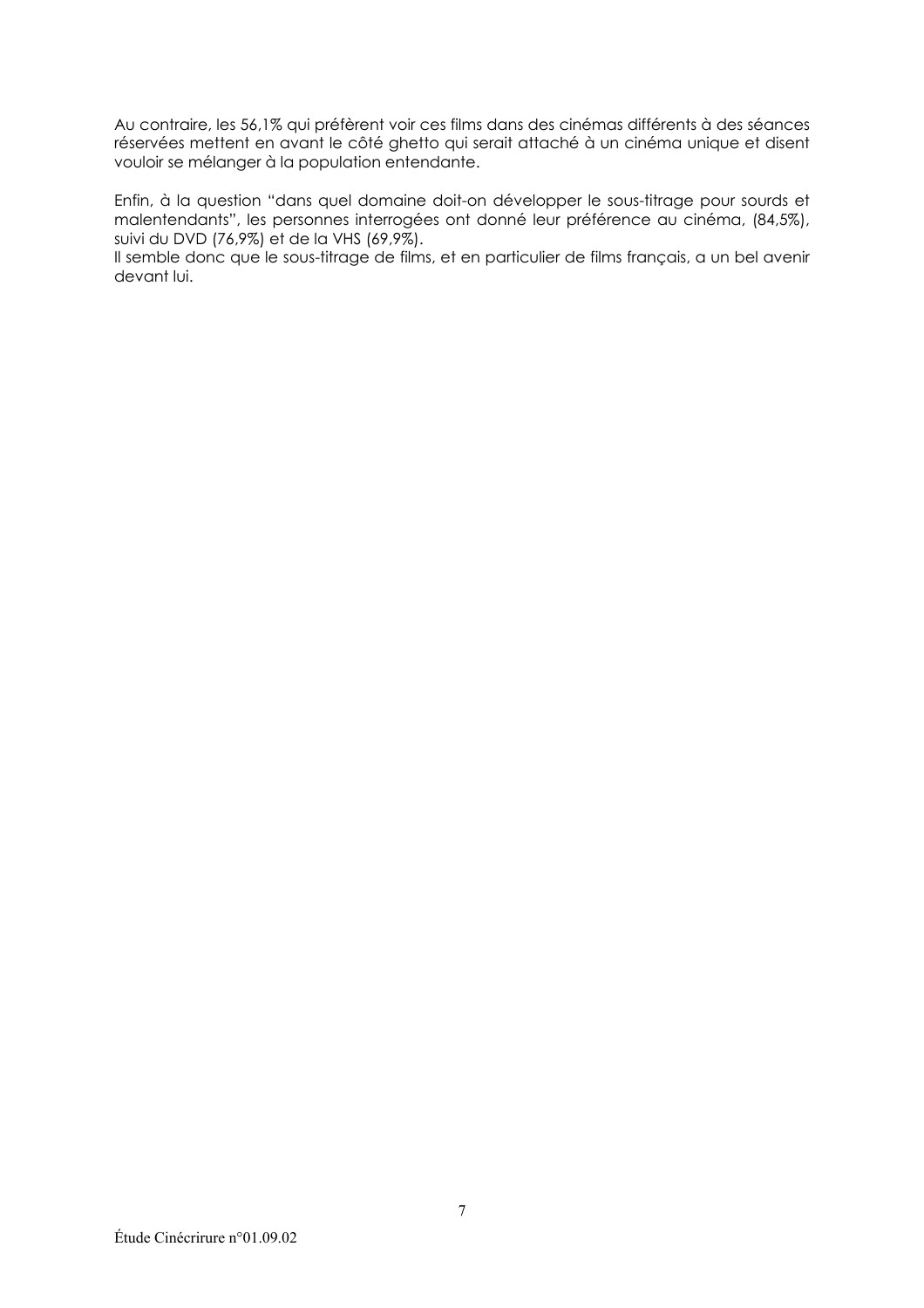Au contraire, les 56,1% qui préfèrent voir ces films dans des cinémas différents à des séances réservées mettent en avant le côté ghetto qui serait attaché à un cinéma unique et disent vouloir se mélanger à la population entendante.

Enfin, à la question "dans quel domaine doit-on développer le sous-titrage pour sourds et malentendants", les personnes interrogées ont donné leur préférence au cinéma, (84,5%), suivi du DVD (76,9%) et de la VHS (69,9%).
Il semble donc que le sous-titrage de films, et en particulier de films français, a un bel avenir devant lui.